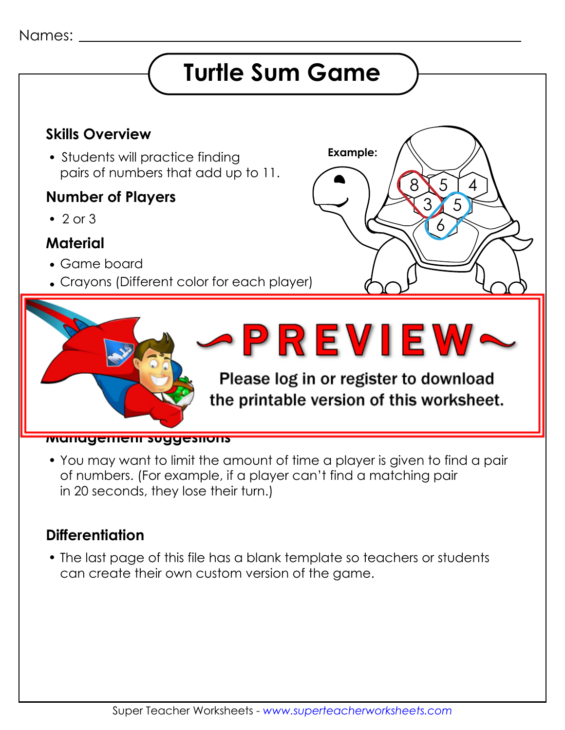Names: ______________________________

# Turtle Sum Game

## Skills Overview

- Students will practice finding pairs of numbers that add up to 11.

## Number of Players

- 2 or 3

## Material

- Game board
- Crayons (Different color for each player)

Example:

~PREVIEW~

Please log in or register to download the printable version of this worksheet.

## Management suggestions

- You may want to limit the amount of time a player is given to find a pair of numbers. (For example, if a player can't find a matching pair in 20 seconds, they lose their turn.)

## Differentiation

- The last page of this file has a blank template so teachers or students can create their own custom version of the game.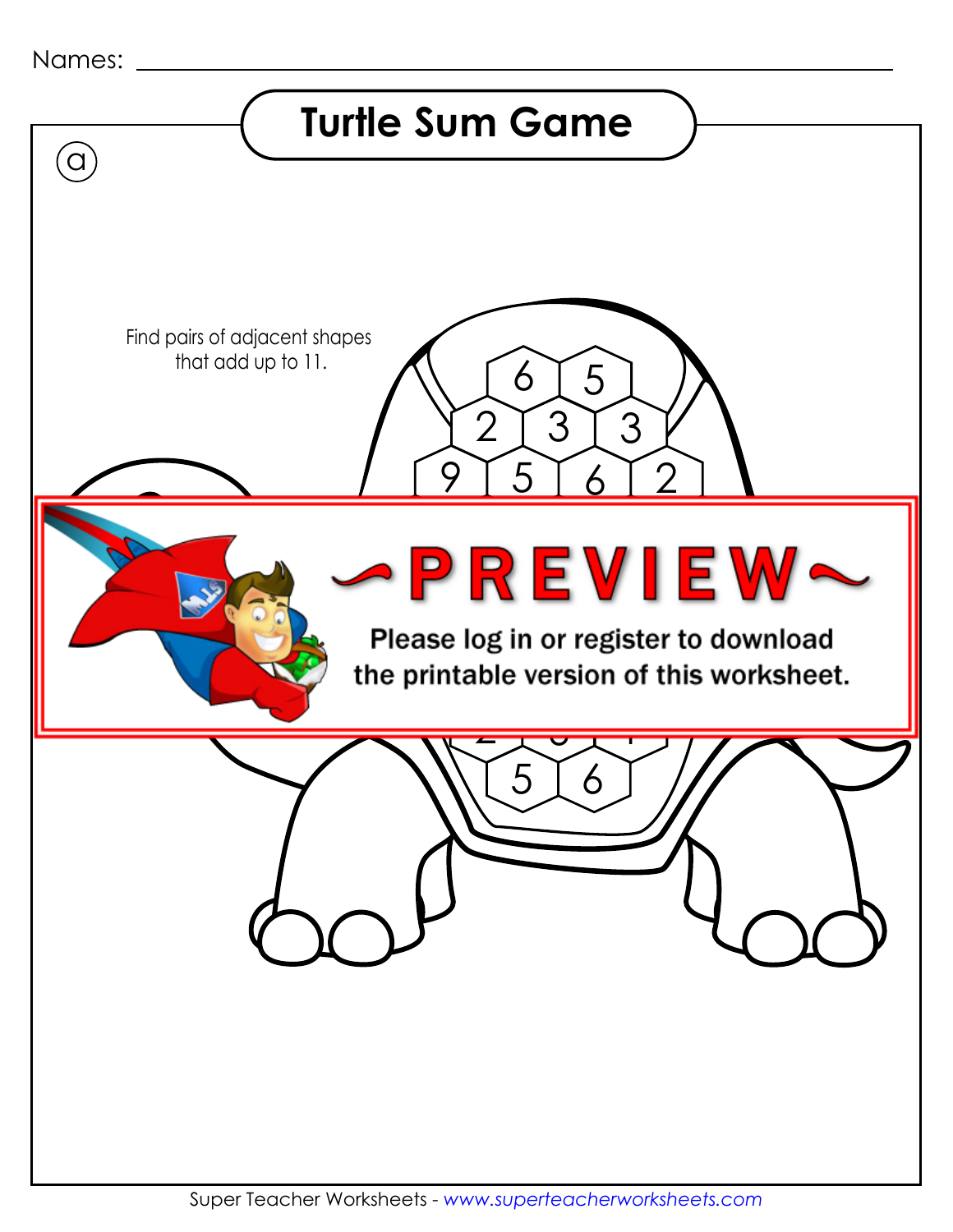Names: ______________________________

# Turtle Sum Game

ⓐ

Find pairs of adjacent shapes that add up to 11.

6 5

2 3 3

9 5 6 2

~PREVIEW~

Please log in or register to download the printable version of this worksheet.

5 6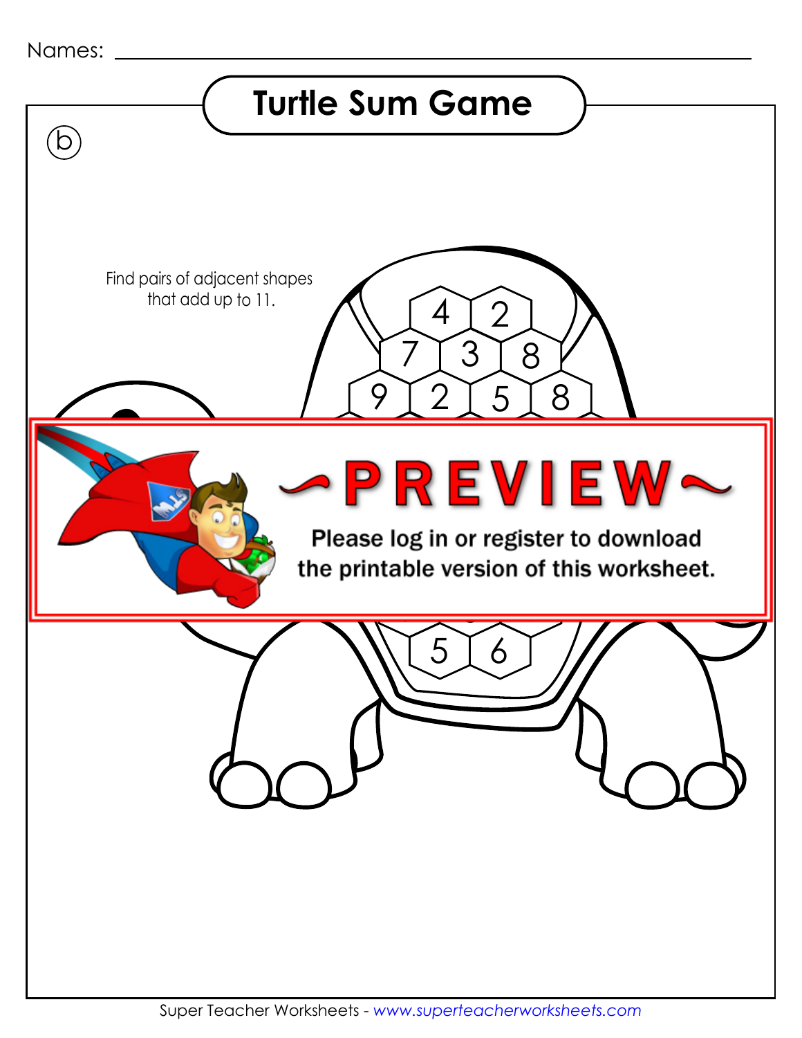Names: ___________________________________________

# Turtle Sum Game

(b)

Find pairs of adjacent shapes that add up to 11.

4 2

7 3 8

9 2 5 8

~PREVIEW~

Please log in or register to download the printable version of this worksheet.

5 6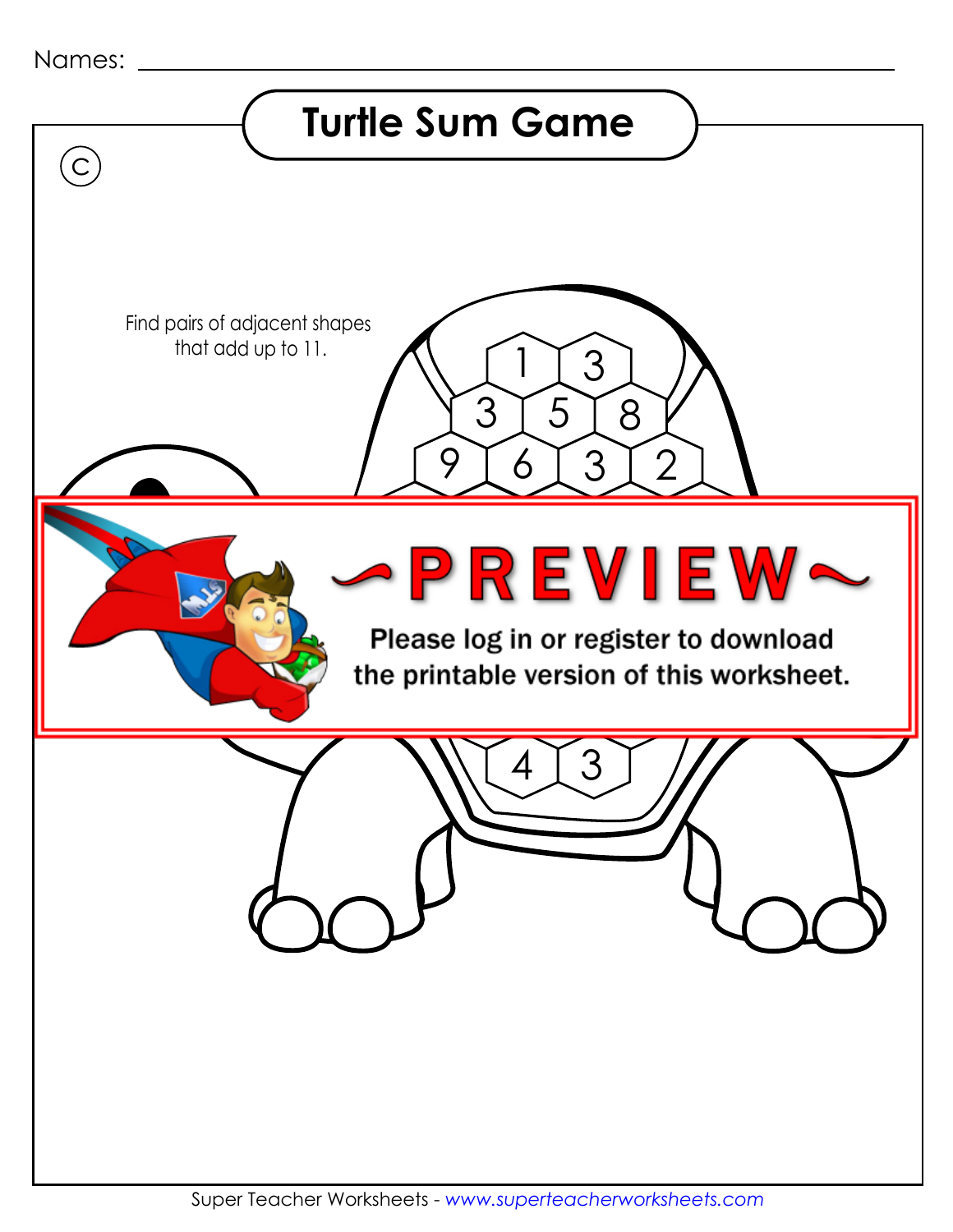Names: ______________________________

# Turtle Sum Game

Ⓒ

Find pairs of adjacent shapes that add up to 11.

1 3

3 5 8

9 6 3 2

~PREVIEW~

Please log in or register to download the printable version of this worksheet.

4 3

Super Teacher Worksheets - www.superteacherworksheets.com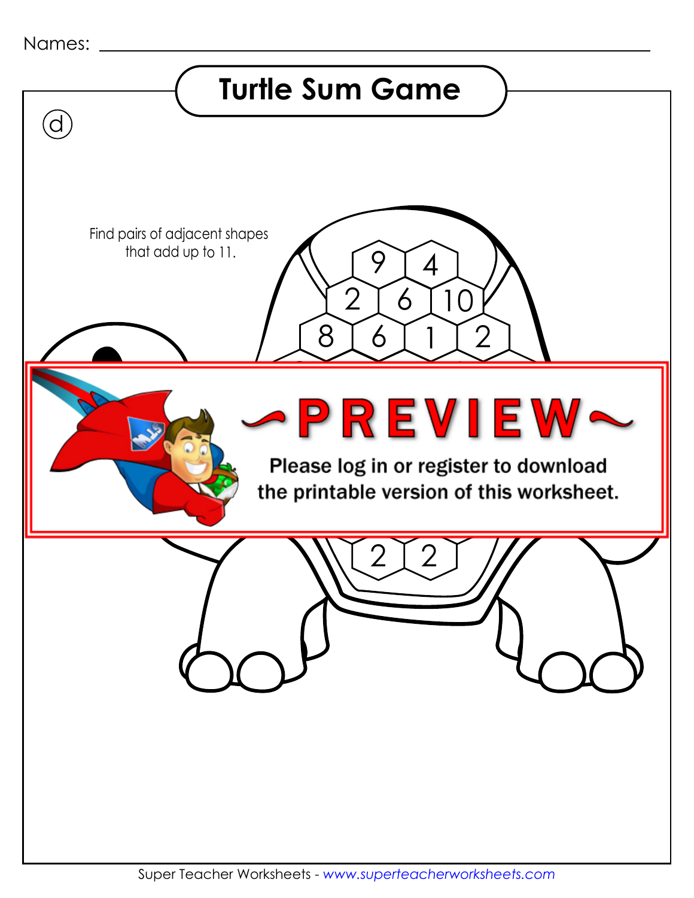Names: ______________________________________________

# Turtle Sum Game

ⓓ

Find pairs of adjacent shapes that add up to 11.

9 4

2 6 10

8 6 1 2

~PREVIEW~

Please log in or register to download the printable version of this worksheet.

2 2

Super Teacher Worksheets - www.superteacherworksheets.com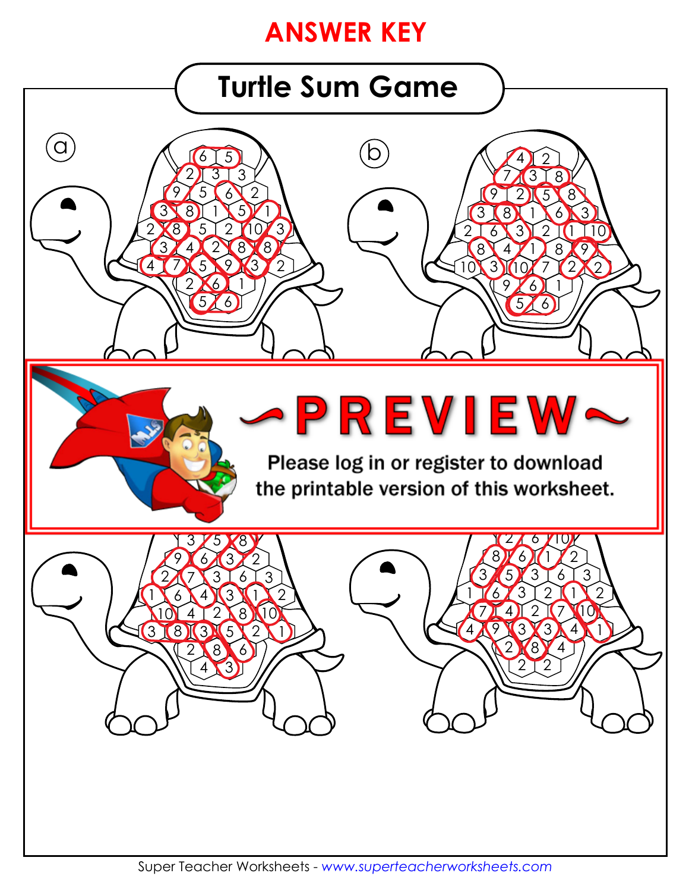**ANSWER KEY**

# Turtle Sum Game

ⓐ

6 5
2 3 3
9 5 6 2
3 8 1 5 1
2 8 5 2 10 3
3 4 2 8 8
4 7 5 9 3 2
2 6 1
5 6

ⓑ

4 2
7 3 8
9 2 5 8
3 8 1 6 3
2 6 3 2 1 10
8 4 1 8 9
10 3 10 7 2 2
9 6 1
5 6

~PREVIEW~

Please log in or register to download the printable version of this worksheet.

3 5 8
9 6 3 2
2 7 3 6 3
1 6 4 3 1 2
10 4 2 8 10
3 8 3 5 2 1
2 8 6
4 3

2 6 10
8 6 1 2
3 5 3 6 3
1 6 3 2 1 2
7 4 2 7 10
4 9 3 3 4 1
2 8 4
2 2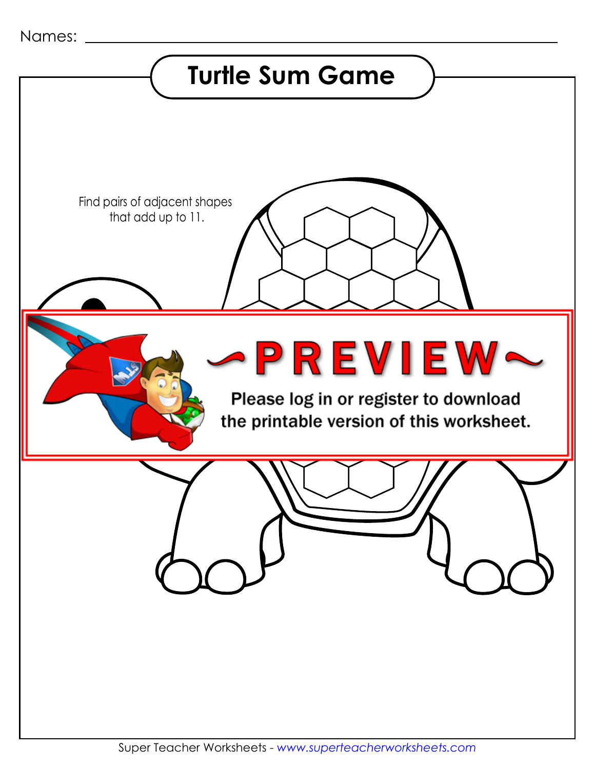Names: ______________________________

# Turtle Sum Game

Find pairs of adjacent shapes that add up to 11.

~PREVIEW~

Please log in or register to download the printable version of this worksheet.